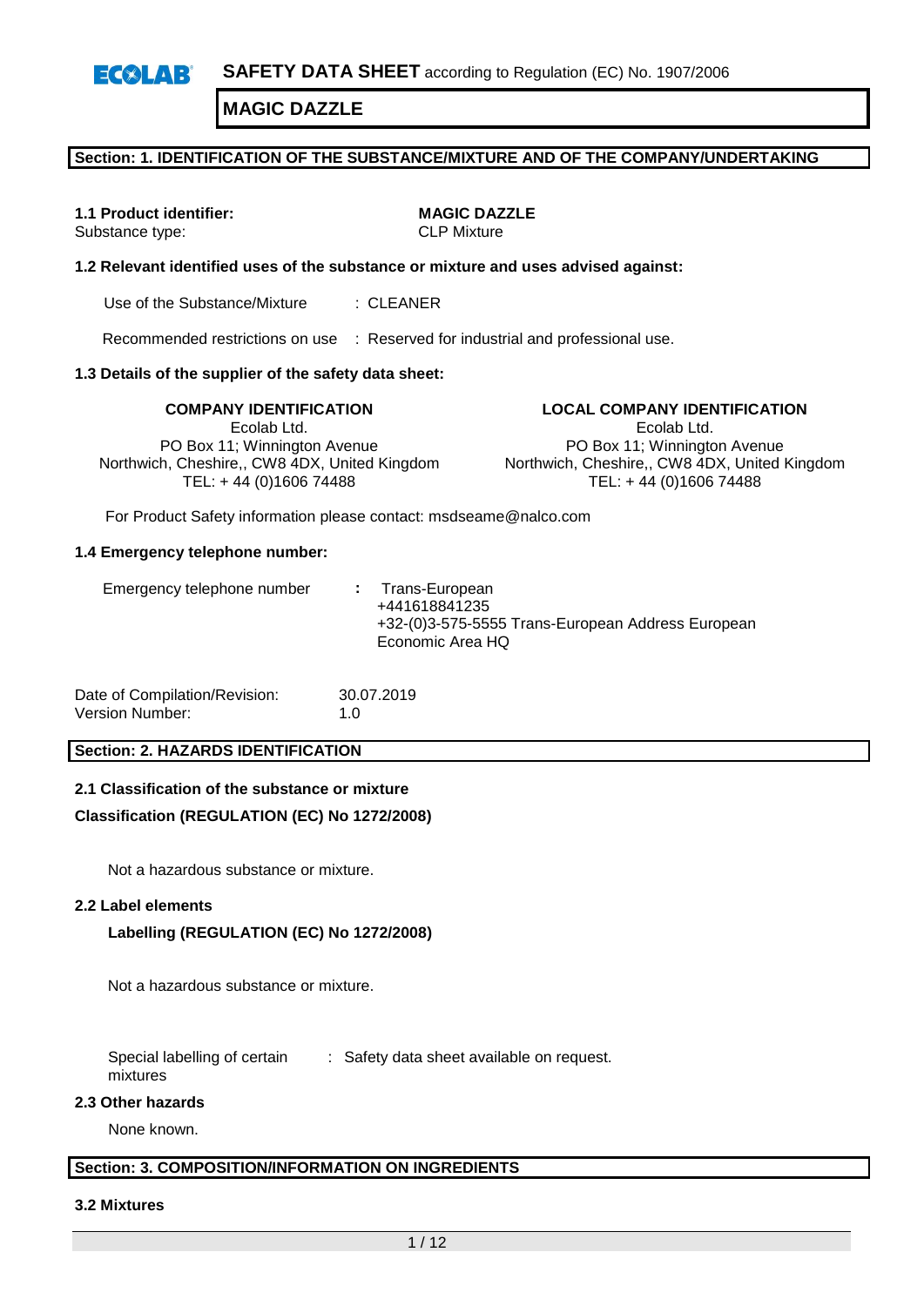**SAFETY DATA SHEET** according to Regulation (EC) No. 1907/2006

# MAGIC DAZZLE

## Section: 1. IDENTIFICATION OF THE SUBSTANCE/MIXTURE AND OF THE COMPANY/UNDERTAKING

**1.1 Product identifier:** **MAGIC DAZZLE**
Substance type: CLP Mixture

### 1.2 Relevant identified uses of the substance or mixture and uses advised against:

Use of the Substance/Mixture : CLEANER

Recommended restrictions on use : Reserved for industrial and professional use.

### 1.3 Details of the supplier of the safety data sheet:

**COMPANY IDENTIFICATION**
Ecolab Ltd.
PO Box 11; Winnington Avenue
Northwich, Cheshire,, CW8 4DX, United Kingdom
TEL: + 44 (0)1606 74488

**LOCAL COMPANY IDENTIFICATION**
Ecolab Ltd.
PO Box 11; Winnington Avenue
Northwich, Cheshire,, CW8 4DX, United Kingdom
TEL: + 44 (0)1606 74488

For Product Safety information please contact: msdseame@nalco.com

### 1.4 Emergency telephone number:

Emergency telephone number : Trans-European
+441618841235
+32-(0)3-575-5555 Trans-European Address European Economic Area HQ

Date of Compilation/Revision: 30.07.2019
Version Number: 1.0

## Section: 2. HAZARDS IDENTIFICATION

### 2.1 Classification of the substance or mixture

**Classification (REGULATION (EC) No 1272/2008)**

Not a hazardous substance or mixture.

### 2.2 Label elements

**Labelling (REGULATION (EC) No 1272/2008)**

Not a hazardous substance or mixture.

Special labelling of certain mixtures : Safety data sheet available on request.

### 2.3 Other hazards

None known.

## Section: 3. COMPOSITION/INFORMATION ON INGREDIENTS

### 3.2 Mixtures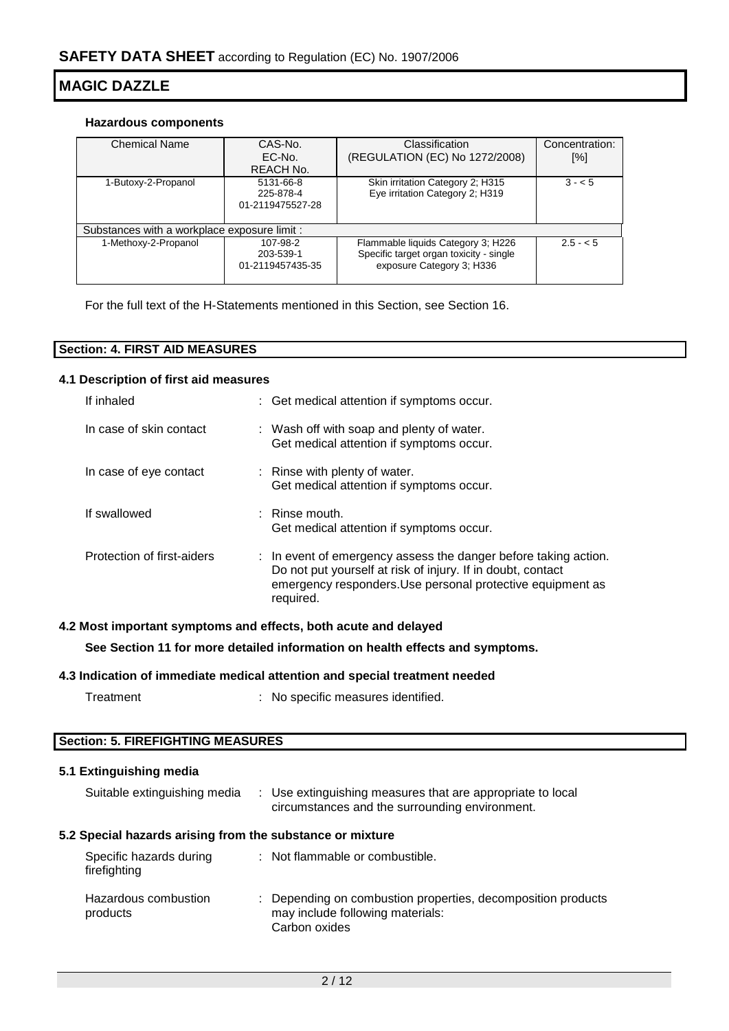### Hazardous components

| Chemical Name | CAS-No.<br>EC-No.<br>REACH No. | Classification<br>(REGULATION (EC) No 1272/2008) | Concentration:<br>[%] |
|---|---|---|---|
| 1-Butoxy-2-Propanol | 5131-66-8<br>225-878-4<br>01-2119475527-28 | Skin irritation Category 2; H315<br>Eye irritation Category 2; H319 | 3 - < 5 |
| Substances with a workplace exposure limit : | | | |
| 1-Methoxy-2-Propanol | 107-98-2<br>203-539-1<br>01-2119457435-35 | Flammable liquids Category 3; H226<br>Specific target organ toxicity - single exposure Category 3; H336 | 2.5 - < 5 |

For the full text of the H-Statements mentioned in this Section, see Section 16.

## Section: 4. FIRST AID MEASURES

### 4.1 Description of first aid measures

If inhaled : Get medical attention if symptoms occur.

In case of skin contact : Wash off with soap and plenty of water.
Get medical attention if symptoms occur.

In case of eye contact : Rinse with plenty of water.
Get medical attention if symptoms occur.

If swallowed : Rinse mouth.
Get medical attention if symptoms occur.

Protection of first-aiders : In event of emergency assess the danger before taking action. Do not put yourself at risk of injury. If in doubt, contact emergency responders.Use personal protective equipment as required.

### 4.2 Most important symptoms and effects, both acute and delayed

**See Section 11 for more detailed information on health effects and symptoms.**

### 4.3 Indication of immediate medical attention and special treatment needed

Treatment : No specific measures identified.

## Section: 5. FIREFIGHTING MEASURES

### 5.1 Extinguishing media

Suitable extinguishing media : Use extinguishing measures that are appropriate to local circumstances and the surrounding environment.

### 5.2 Special hazards arising from the substance or mixture

Specific hazards during firefighting : Not flammable or combustible.

Hazardous combustion products : Depending on combustion properties, decomposition products may include following materials:
Carbon oxides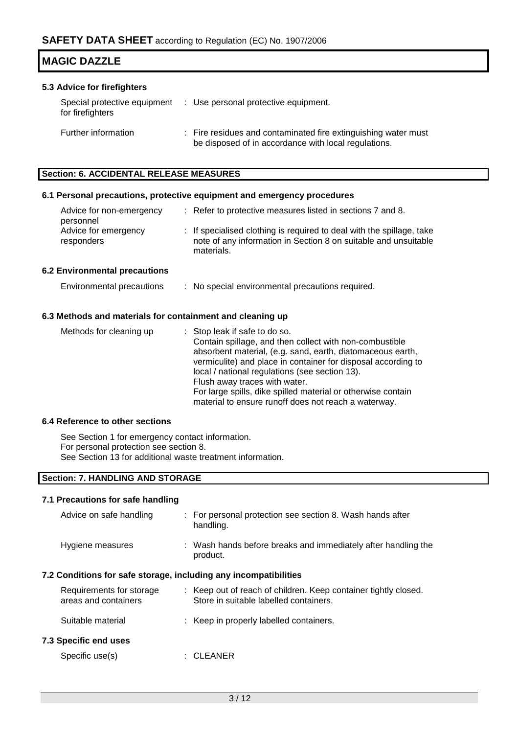### 5.3 Advice for firefighters

| | |
|---|---|
| Special protective equipment for firefighters | : Use personal protective equipment. |
| Further information | : Fire residues and contaminated fire extinguishing water must be disposed of in accordance with local regulations. |

## Section: 6. ACCIDENTAL RELEASE MEASURES

### 6.1 Personal precautions, protective equipment and emergency procedures

| | |
|---|---|
| Advice for non-emergency personnel | : Refer to protective measures listed in sections 7 and 8. |
| Advice for emergency responders | : If specialised clothing is required to deal with the spillage, take note of any information in Section 8 on suitable and unsuitable materials. |

### 6.2 Environmental precautions

| | |
|---|---|
| Environmental precautions | : No special environmental precautions required. |

### 6.3 Methods and materials for containment and cleaning up

| | |
|---|---|
| Methods for cleaning up | : Stop leak if safe to do so.<br>Contain spillage, and then collect with non-combustible absorbent material, (e.g. sand, earth, diatomaceous earth, vermiculite) and place in container for disposal according to local / national regulations (see section 13).<br>Flush away traces with water.<br>For large spills, dike spilled material or otherwise contain material to ensure runoff does not reach a waterway. |

### 6.4 Reference to other sections

See Section 1 for emergency contact information.
For personal protection see section 8.
See Section 13 for additional waste treatment information.

## Section: 7. HANDLING AND STORAGE

### 7.1 Precautions for safe handling

| | |
|---|---|
| Advice on safe handling | : For personal protection see section 8. Wash hands after handling. |
| Hygiene measures | : Wash hands before breaks and immediately after handling the product. |

### 7.2 Conditions for safe storage, including any incompatibilities

| | |
|---|---|
| Requirements for storage areas and containers | : Keep out of reach of children. Keep container tightly closed. Store in suitable labelled containers. |
| Suitable material | : Keep in properly labelled containers. |

### 7.3 Specific end uses

| | |
|---|---|
| Specific use(s) | : CLEANER |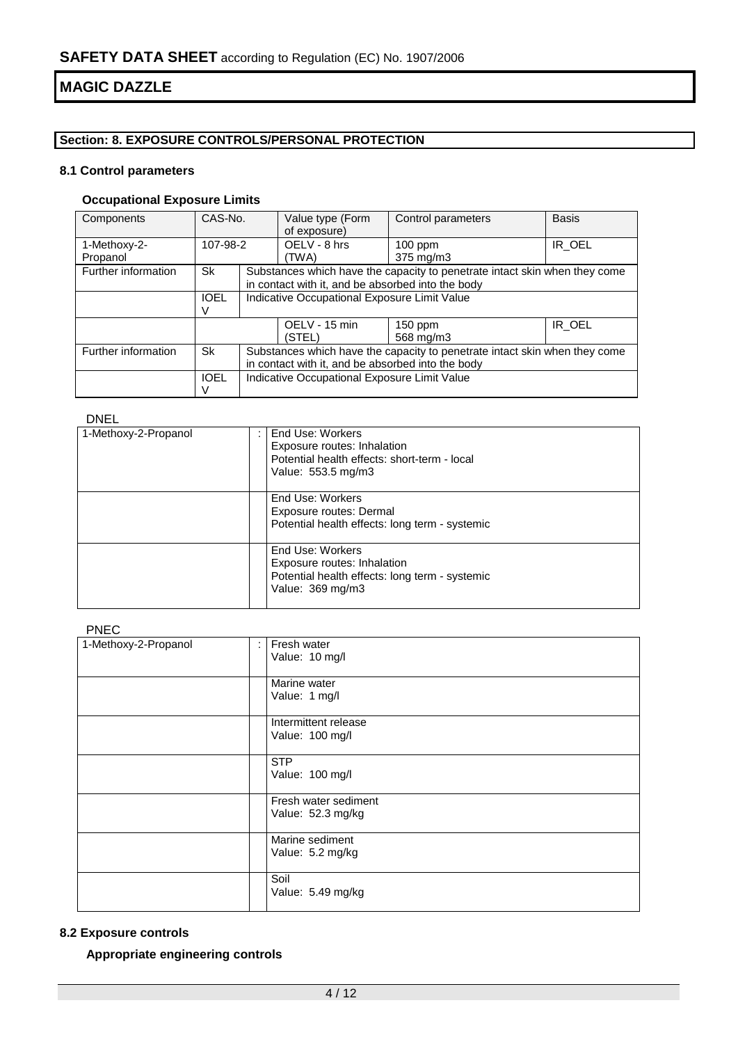# SAFETY DATA SHEET according to Regulation (EC) No. 1907/2006

## MAGIC DAZZLE

### Section: 8. EXPOSURE CONTROLS/PERSONAL PROTECTION

#### 8.1 Control parameters

**Occupational Exposure Limits**

| Components | CAS-No. | | Value type (Form of exposure) | Control parameters | Basis |
|---|---|---|---|---|---|
| 1-Methoxy-2-Propanol | 107-98-2 | | OELV - 8 hrs (TWA) | 100 ppm 375 mg/m3 | IR_OEL |
| Further information | Sk | Substances which have the capacity to penetrate intact skin when they come in contact with it, and be absorbed into the body | | | |
| | IOELV | Indicative Occupational Exposure Limit Value | | | |
| | | | OELV - 15 min (STEL) | 150 ppm 568 mg/m3 | IR_OEL |
| Further information | Sk | Substances which have the capacity to penetrate intact skin when they come in contact with it, and be absorbed into the body | | | |
| | IOELV | Indicative Occupational Exposure Limit Value | | | |

DNEL

| | | |
|---|---|---|
| 1-Methoxy-2-Propanol | : | End Use: Workers<br>Exposure routes: Inhalation<br>Potential health effects: short-term - local<br>Value: 553.5 mg/m3 |
| | | End Use: Workers<br>Exposure routes: Dermal<br>Potential health effects: long term - systemic |
| | | End Use: Workers<br>Exposure routes: Inhalation<br>Potential health effects: long term - systemic<br>Value: 369 mg/m3 |

PNEC

| | | |
|---|---|---|
| 1-Methoxy-2-Propanol | : | Fresh water<br>Value: 10 mg/l |
| | | Marine water<br>Value: 1 mg/l |
| | | Intermittent release<br>Value: 100 mg/l |
| | | STP<br>Value: 100 mg/l |
| | | Fresh water sediment<br>Value: 52.3 mg/kg |
| | | Marine sediment<br>Value: 5.2 mg/kg |
| | | Soil<br>Value: 5.49 mg/kg |

#### 8.2 Exposure controls

**Appropriate engineering controls**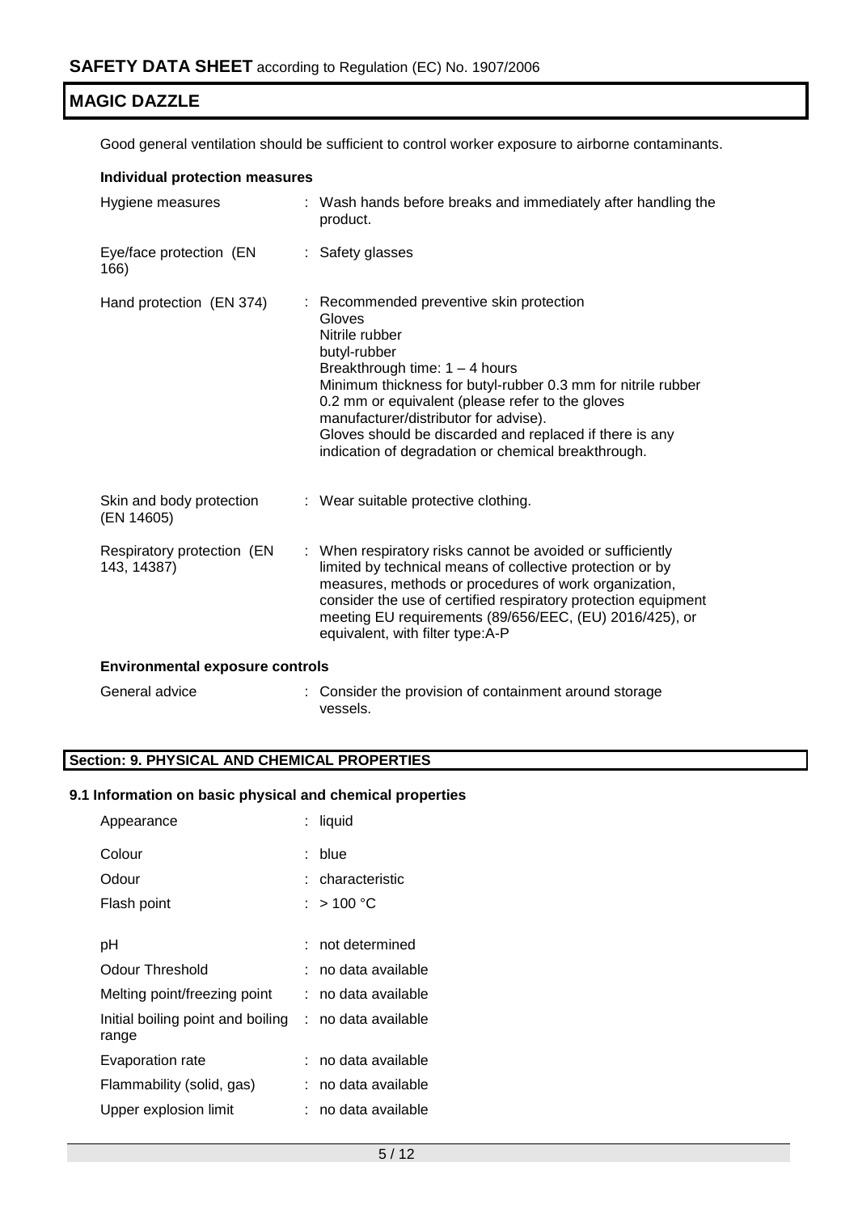Good general ventilation should be sufficient to control worker exposure to airborne contaminants.

**Individual protection measures**

| | |
|---|---|
| Hygiene measures | : Wash hands before breaks and immediately after handling the product. |
| Eye/face protection (EN 166) | : Safety glasses |
| Hand protection (EN 374) | : Recommended preventive skin protection<br>Gloves<br>Nitrile rubber<br>butyl-rubber<br>Breakthrough time: 1 – 4 hours<br>Minimum thickness for butyl-rubber 0.3 mm for nitrile rubber 0.2 mm or equivalent (please refer to the gloves manufacturer/distributor for advise).<br>Gloves should be discarded and replaced if there is any indication of degradation or chemical breakthrough. |
| Skin and body protection (EN 14605) | : Wear suitable protective clothing. |
| Respiratory protection (EN 143, 14387) | : When respiratory risks cannot be avoided or sufficiently limited by technical means of collective protection or by measures, methods or procedures of work organization, consider the use of certified respiratory protection equipment meeting EU requirements (89/656/EEC, (EU) 2016/425), or equivalent, with filter type:A-P |

**Environmental exposure controls**

| | |
|---|---|
| General advice | : Consider the provision of containment around storage vessels. |

## Section: 9. PHYSICAL AND CHEMICAL PROPERTIES

### 9.1 Information on basic physical and chemical properties

| | |
|---|---|
| Appearance | : liquid |
| Colour | : blue |
| Odour | : characteristic |
| Flash point | : > 100 °C |
| pH | : not determined |
| Odour Threshold | : no data available |
| Melting point/freezing point | : no data available |
| Initial boiling point and boiling range | : no data available |
| Evaporation rate | : no data available |
| Flammability (solid, gas) | : no data available |
| Upper explosion limit | : no data available |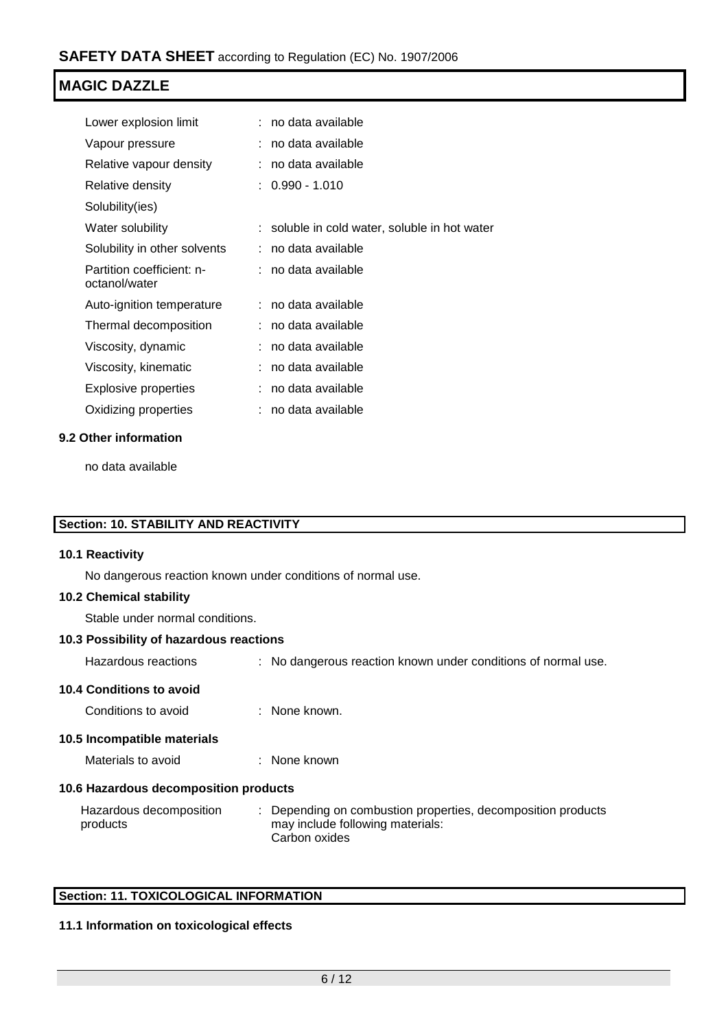| | |
|---|---|
| Lower explosion limit | : no data available |
| Vapour pressure | : no data available |
| Relative vapour density | : no data available |
| Relative density | : 0.990 - 1.010 |
| Solubility(ies) | |
| Water solubility | : soluble in cold water, soluble in hot water |
| Solubility in other solvents | : no data available |
| Partition coefficient: n-octanol/water | : no data available |
| Auto-ignition temperature | : no data available |
| Thermal decomposition | : no data available |
| Viscosity, dynamic | : no data available |
| Viscosity, kinematic | : no data available |
| Explosive properties | : no data available |
| Oxidizing properties | : no data available |

### 9.2 Other information

no data available

## Section: 10. STABILITY AND REACTIVITY

### 10.1 Reactivity

No dangerous reaction known under conditions of normal use.

### 10.2 Chemical stability

Stable under normal conditions.

### 10.3 Possibility of hazardous reactions

Hazardous reactions : No dangerous reaction known under conditions of normal use.

### 10.4 Conditions to avoid

Conditions to avoid : None known.

### 10.5 Incompatible materials

Materials to avoid : None known

### 10.6 Hazardous decomposition products

Hazardous decomposition products : Depending on combustion properties, decomposition products may include following materials:
Carbon oxides

## Section: 11. TOXICOLOGICAL INFORMATION

### 11.1 Information on toxicological effects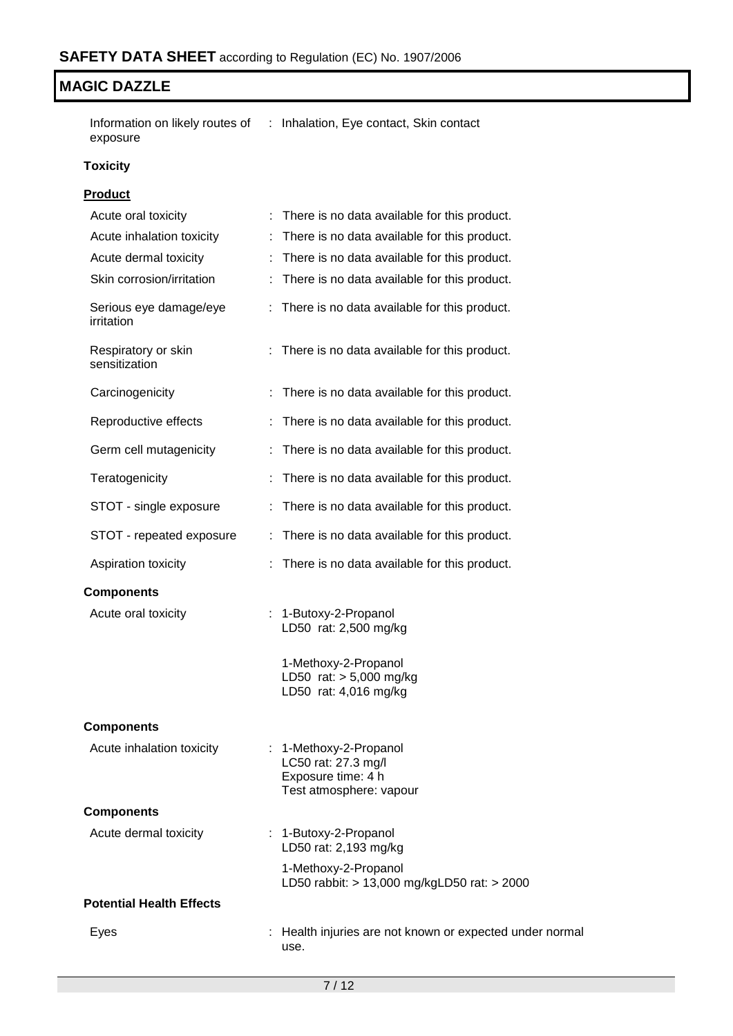Information on likely routes of exposure : Inhalation, Eye contact, Skin contact

**Toxicity**

**Product**

| | |
|---|---|
| Acute oral toxicity | : There is no data available for this product. |
| Acute inhalation toxicity | : There is no data available for this product. |
| Acute dermal toxicity | : There is no data available for this product. |
| Skin corrosion/irritation | : There is no data available for this product. |
| Serious eye damage/eye irritation | : There is no data available for this product. |
| Respiratory or skin sensitization | : There is no data available for this product. |
| Carcinogenicity | : There is no data available for this product. |
| Reproductive effects | : There is no data available for this product. |
| Germ cell mutagenicity | : There is no data available for this product. |
| Teratogenicity | : There is no data available for this product. |
| STOT - single exposure | : There is no data available for this product. |
| STOT - repeated exposure | : There is no data available for this product. |
| Aspiration toxicity | : There is no data available for this product. |

**Components**

Acute oral toxicity : 1-Butoxy-2-Propanol
LD50 rat: 2,500 mg/kg

1-Methoxy-2-Propanol
LD50 rat: > 5,000 mg/kg
LD50 rat: 4,016 mg/kg

**Components**

Acute inhalation toxicity : 1-Methoxy-2-Propanol
LC50 rat: 27.3 mg/l
Exposure time: 4 h
Test atmosphere: vapour

**Components**

Acute dermal toxicity : 1-Butoxy-2-Propanol
LD50 rat: 2,193 mg/kg

1-Methoxy-2-Propanol
LD50 rabbit: > 13,000 mg/kgLD50 rat: > 2000

**Potential Health Effects**

Eyes : Health injuries are not known or expected under normal use.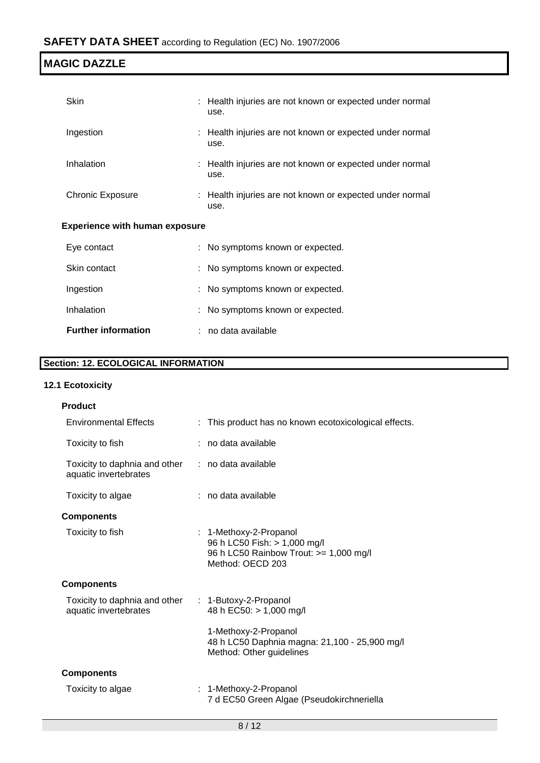| | |
|---|---|
| Skin | : Health injuries are not known or expected under normal use. |
| Ingestion | : Health injuries are not known or expected under normal use. |
| Inhalation | : Health injuries are not known or expected under normal use. |
| Chronic Exposure | : Health injuries are not known or expected under normal use. |

**Experience with human exposure**

| | |
|---|---|
| Eye contact | : No symptoms known or expected. |
| Skin contact | : No symptoms known or expected. |
| Ingestion | : No symptoms known or expected. |
| Inhalation | : No symptoms known or expected. |
| **Further information** | : no data available |

## Section: 12. ECOLOGICAL INFORMATION

### 12.1 Ecotoxicity

**Product**

| | |
|---|---|
| Environmental Effects | : This product has no known ecotoxicological effects. |
| Toxicity to fish | : no data available |
| Toxicity to daphnia and other aquatic invertebrates | : no data available |
| Toxicity to algae | : no data available |

**Components**

| | |
|---|---|
| Toxicity to fish | : 1-Methoxy-2-Propanol<br>96 h LC50 Fish: > 1,000 mg/l<br>96 h LC50 Rainbow Trout: >= 1,000 mg/l<br>Method: OECD 203 |

**Components**

| | |
|---|---|
| Toxicity to daphnia and other aquatic invertebrates | : 1-Butoxy-2-Propanol<br>48 h EC50: > 1,000 mg/l<br><br>1-Methoxy-2-Propanol<br>48 h LC50 Daphnia magna: 21,100 - 25,900 mg/l<br>Method: Other guidelines |

**Components**

| | |
|---|---|
| Toxicity to algae | : 1-Methoxy-2-Propanol<br>7 d EC50 Green Algae (Pseudokirchneriella |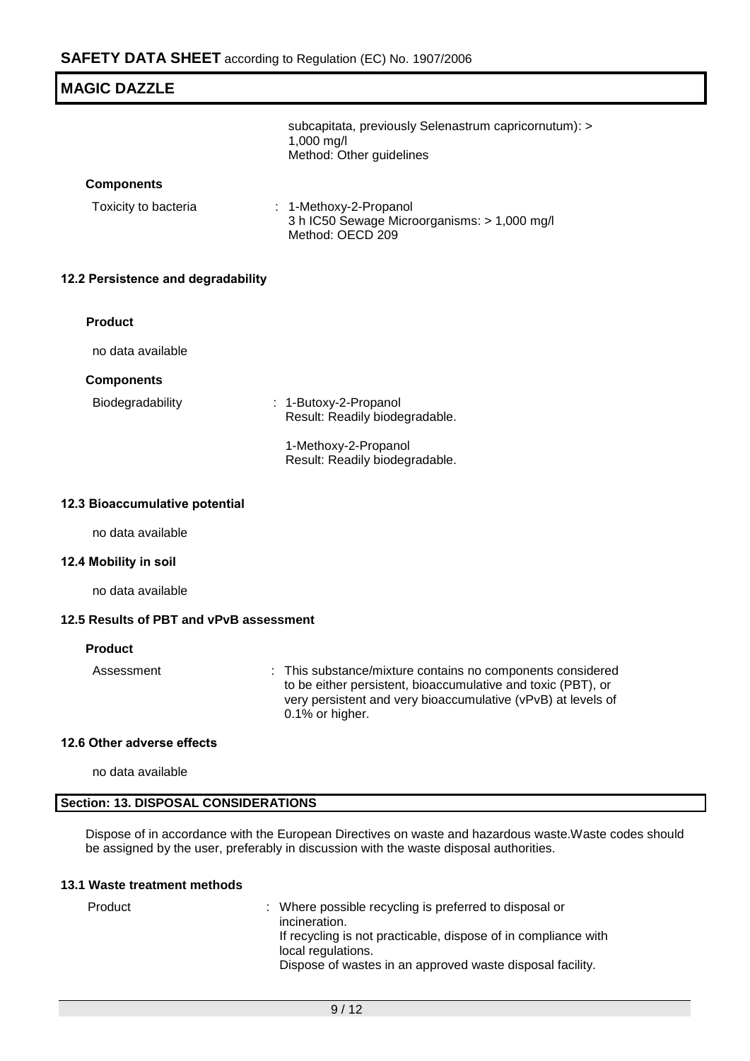subcapitata, previously Selenastrum capricornutum): > 1,000 mg/l
Method: Other guidelines

**Components**

Toxicity to bacteria : 1-Methoxy-2-Propanol
3 h IC50 Sewage Microorganisms: > 1,000 mg/l
Method: OECD 209

### 12.2 Persistence and degradability

**Product**

no data available

**Components**

Biodegradability : 1-Butoxy-2-Propanol
Result: Readily biodegradable.

1-Methoxy-2-Propanol
Result: Readily biodegradable.

### 12.3 Bioaccumulative potential

no data available

### 12.4 Mobility in soil

no data available

### 12.5 Results of PBT and vPvB assessment

**Product**

Assessment : This substance/mixture contains no components considered to be either persistent, bioaccumulative and toxic (PBT), or very persistent and very bioaccumulative (vPvB) at levels of 0.1% or higher.

### 12.6 Other adverse effects

no data available

## Section: 13. DISPOSAL CONSIDERATIONS

Dispose of in accordance with the European Directives on waste and hazardous waste.Waste codes should be assigned by the user, preferably in discussion with the waste disposal authorities.

### 13.1 Waste treatment methods

Product : Where possible recycling is preferred to disposal or incineration.
If recycling is not practicable, dispose of in compliance with local regulations.
Dispose of wastes in an approved waste disposal facility.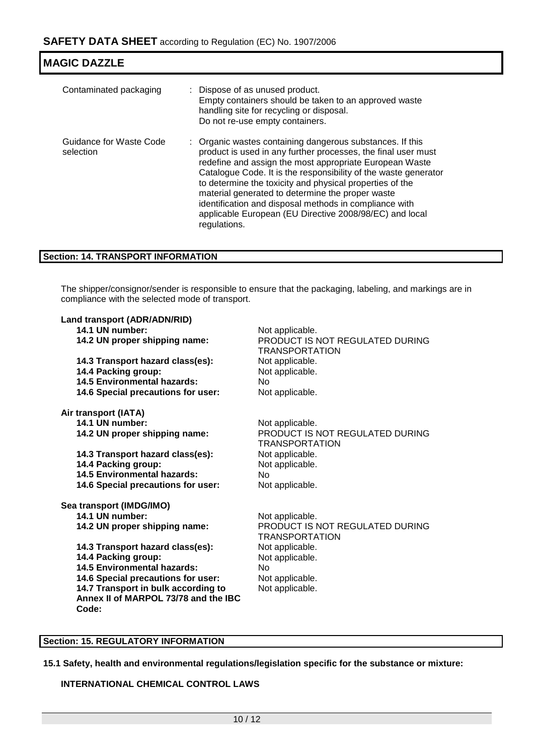| | |
|---|---|
| Contaminated packaging | : Dispose of as unused product.<br>Empty containers should be taken to an approved waste handling site for recycling or disposal.<br>Do not re-use empty containers. |
| Guidance for Waste Code selection | : Organic wastes containing dangerous substances. If this product is used in any further processes, the final user must redefine and assign the most appropriate European Waste Catalogue Code. It is the responsibility of the waste generator to determine the toxicity and physical properties of the material generated to determine the proper waste identification and disposal methods in compliance with applicable European (EU Directive 2008/98/EC) and local regulations. |

## Section: 14. TRANSPORT INFORMATION

The shipper/consignor/sender is responsible to ensure that the packaging, labeling, and markings are in compliance with the selected mode of transport.

**Land transport (ADR/ADN/RID)**

| | |
|---|---|
| **14.1 UN number:** | Not applicable. |
| **14.2 UN proper shipping name:** | PRODUCT IS NOT REGULATED DURING TRANSPORTATION |
| **14.3 Transport hazard class(es):** | Not applicable. |
| **14.4 Packing group:** | Not applicable. |
| **14.5 Environmental hazards:** | No |
| **14.6 Special precautions for user:** | Not applicable. |

**Air transport (IATA)**

| | |
|---|---|
| **14.1 UN number:** | Not applicable. |
| **14.2 UN proper shipping name:** | PRODUCT IS NOT REGULATED DURING TRANSPORTATION |
| **14.3 Transport hazard class(es):** | Not applicable. |
| **14.4 Packing group:** | Not applicable. |
| **14.5 Environmental hazards:** | No |
| **14.6 Special precautions for user:** | Not applicable. |

**Sea transport (IMDG/IMO)**

| | |
|---|---|
| **14.1 UN number:** | Not applicable. |
| **14.2 UN proper shipping name:** | PRODUCT IS NOT REGULATED DURING TRANSPORTATION |
| **14.3 Transport hazard class(es):** | Not applicable. |
| **14.4 Packing group:** | Not applicable. |
| **14.5 Environmental hazards:** | No |
| **14.6 Special precautions for user:** | Not applicable. |
| **14.7 Transport in bulk according to Annex II of MARPOL 73/78 and the IBC Code:** | Not applicable. |

## Section: 15. REGULATORY INFORMATION

**15.1 Safety, health and environmental regulations/legislation specific for the substance or mixture:**

**INTERNATIONAL CHEMICAL CONTROL LAWS**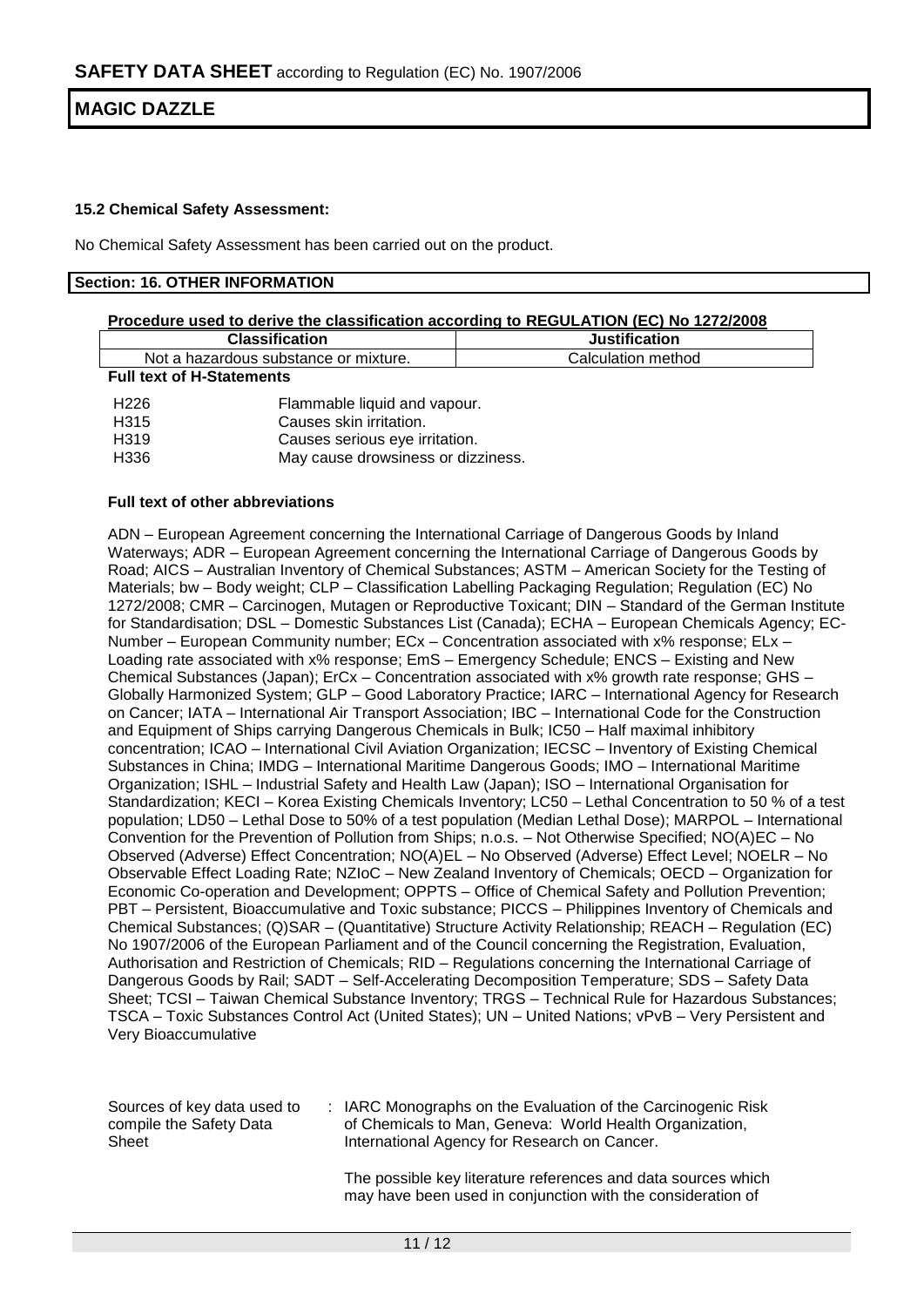### 15.2 Chemical Safety Assessment:

No Chemical Safety Assessment has been carried out on the product.

## Section: 16. OTHER INFORMATION

**Procedure used to derive the classification according to REGULATION (EC) No 1272/2008**

| Classification | Justification |
|---|---|
| Not a hazardous substance or mixture. | Calculation method |

**Full text of H-Statements**

| | |
|---|---|
| H226 | Flammable liquid and vapour. |
| H315 | Causes skin irritation. |
| H319 | Causes serious eye irritation. |
| H336 | May cause drowsiness or dizziness. |

**Full text of other abbreviations**

ADN – European Agreement concerning the International Carriage of Dangerous Goods by Inland Waterways; ADR – European Agreement concerning the International Carriage of Dangerous Goods by Road; AICS – Australian Inventory of Chemical Substances; ASTM – American Society for the Testing of Materials; bw – Body weight; CLP – Classification Labelling Packaging Regulation; Regulation (EC) No 1272/2008; CMR – Carcinogen, Mutagen or Reproductive Toxicant; DIN – Standard of the German Institute for Standardisation; DSL – Domestic Substances List (Canada); ECHA – European Chemicals Agency; EC-Number – European Community number; ECx – Concentration associated with x% response; ELx – Loading rate associated with x% response; EmS – Emergency Schedule; ENCS – Existing and New Chemical Substances (Japan); ErCx – Concentration associated with x% growth rate response; GHS – Globally Harmonized System; GLP – Good Laboratory Practice; IARC – International Agency for Research on Cancer; IATA – International Air Transport Association; IBC – International Code for the Construction and Equipment of Ships carrying Dangerous Chemicals in Bulk; IC50 – Half maximal inhibitory concentration; ICAO – International Civil Aviation Organization; IECSC – Inventory of Existing Chemical Substances in China; IMDG – International Maritime Dangerous Goods; IMO – International Maritime Organization; ISHL – Industrial Safety and Health Law (Japan); ISO – International Organisation for Standardization; KECI – Korea Existing Chemicals Inventory; LC50 – Lethal Concentration to 50 % of a test population; LD50 – Lethal Dose to 50% of a test population (Median Lethal Dose); MARPOL – International Convention for the Prevention of Pollution from Ships; n.o.s. – Not Otherwise Specified; NO(A)EC – No Observed (Adverse) Effect Concentration; NO(A)EL – No Observed (Adverse) Effect Level; NOELR – No Observable Effect Loading Rate; NZIoC – New Zealand Inventory of Chemicals; OECD – Organization for Economic Co-operation and Development; OPPTS – Office of Chemical Safety and Pollution Prevention; PBT – Persistent, Bioaccumulative and Toxic substance; PICCS – Philippines Inventory of Chemicals and Chemical Substances; (Q)SAR – (Quantitative) Structure Activity Relationship; REACH – Regulation (EC) No 1907/2006 of the European Parliament and of the Council concerning the Registration, Evaluation, Authorisation and Restriction of Chemicals; RID – Regulations concerning the International Carriage of Dangerous Goods by Rail; SADT – Self-Accelerating Decomposition Temperature; SDS – Safety Data Sheet; TCSI – Taiwan Chemical Substance Inventory; TRGS – Technical Rule for Hazardous Substances; TSCA – Toxic Substances Control Act (United States); UN – United Nations; vPvB – Very Persistent and Very Bioaccumulative

Sources of key data used to compile the Safety Data Sheet : IARC Monographs on the Evaluation of the Carcinogenic Risk of Chemicals to Man, Geneva: World Health Organization, International Agency for Research on Cancer.

The possible key literature references and data sources which may have been used in conjunction with the consideration of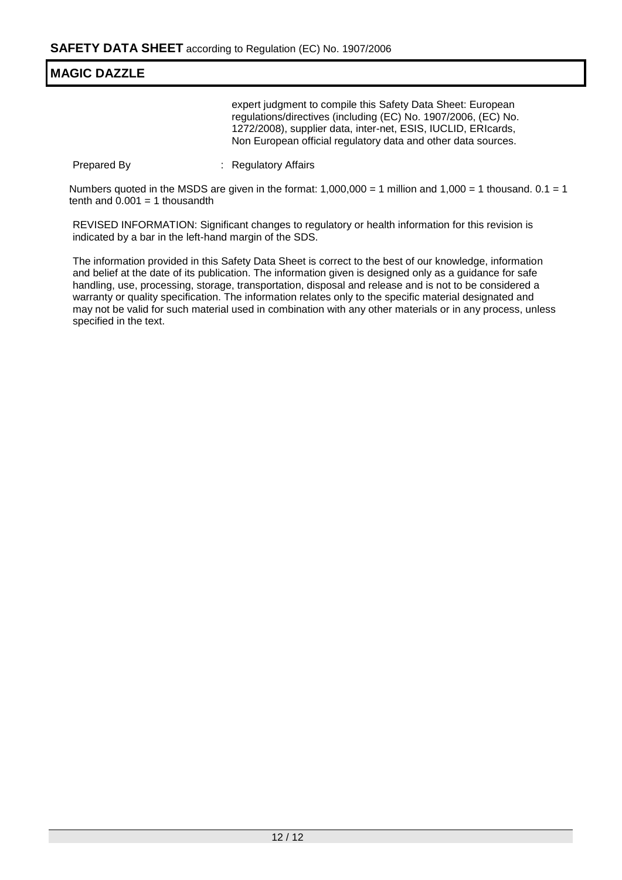expert judgment to compile this Safety Data Sheet: European regulations/directives (including (EC) No. 1907/2006, (EC) No. 1272/2008), supplier data, inter-net, ESIS, IUCLID, ERIcards, Non European official regulatory data and other data sources.

| | |
|---|---|
| Prepared By | : Regulatory Affairs |

Numbers quoted in the MSDS are given in the format: 1,000,000 = 1 million and 1,000 = 1 thousand. 0.1 = 1 tenth and 0.001 = 1 thousandth

REVISED INFORMATION: Significant changes to regulatory or health information for this revision is indicated by a bar in the left-hand margin of the SDS.

The information provided in this Safety Data Sheet is correct to the best of our knowledge, information and belief at the date of its publication. The information given is designed only as a guidance for safe handling, use, processing, storage, transportation, disposal and release and is not to be considered a warranty or quality specification. The information relates only to the specific material designated and may not be valid for such material used in combination with any other materials or in any process, unless specified in the text.